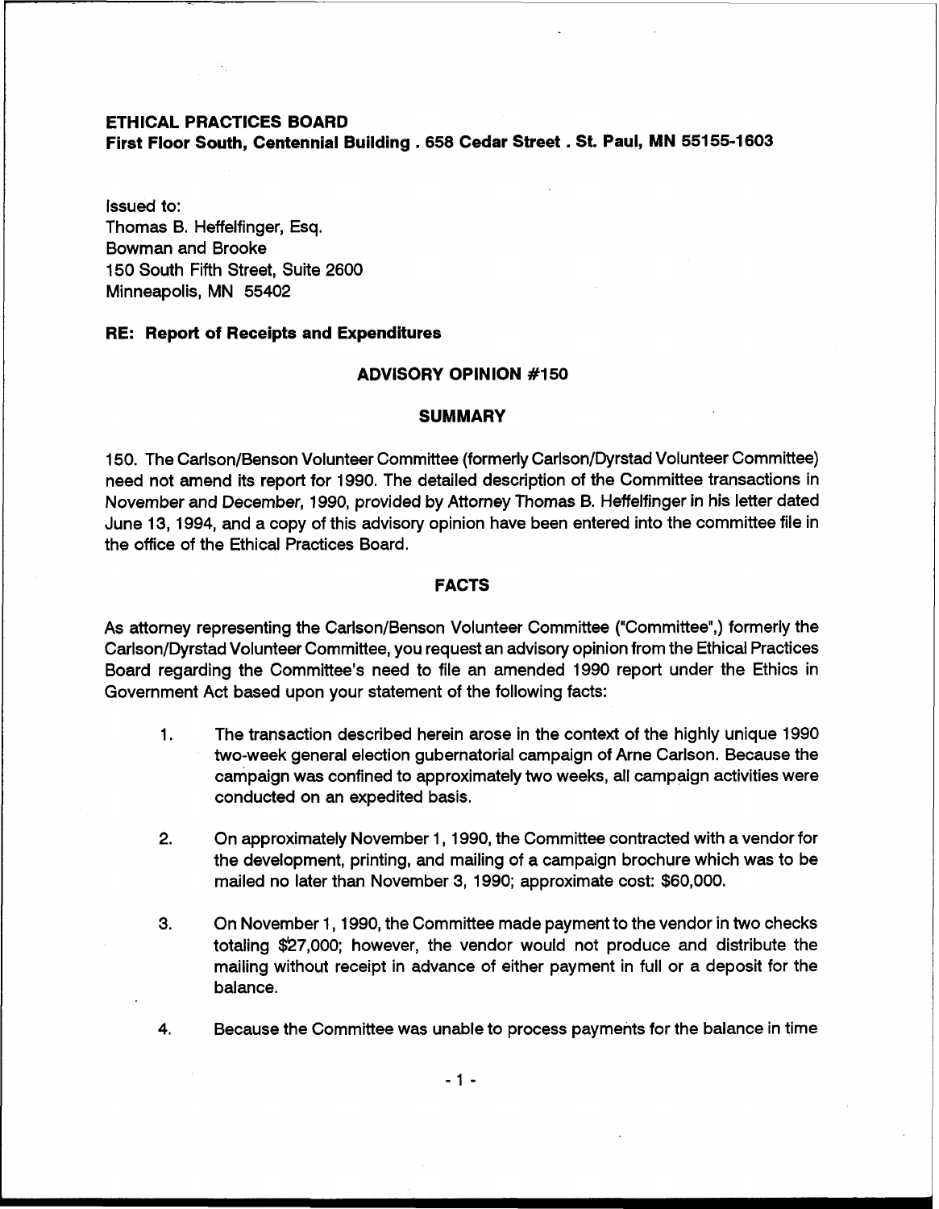**ETHICAL PRACTICES BOARD**
**First Floor South, Centennial Building . 658 Cedar Street . St. Paul, MN 55155-1603**

Issued to:
Thomas B. Heffelfinger, Esq.
Bowman and Brooke
150 South Fifth Street, Suite 2600
Minneapolis, MN 55402

**RE: Report of Receipts and Expenditures**

## ADVISORY OPINION #150

## SUMMARY

150. The Carlson/Benson Volunteer Committee (formerly Carlson/Dyrstad Volunteer Committee) need not amend its report for 1990. The detailed description of the Committee transactions in November and December, 1990, provided by Attorney Thomas B. Heffelfinger in his letter dated June 13, 1994, and a copy of this advisory opinion have been entered into the committee file in the office of the Ethical Practices Board.

## FACTS

As attorney representing the Carlson/Benson Volunteer Committee ("Committee",) formerly the Carlson/Dyrstad Volunteer Committee, you request an advisory opinion from the Ethical Practices Board regarding the Committee's need to file an amended 1990 report under the Ethics in Government Act based upon your statement of the following facts:

1. The transaction described herein arose in the context of the highly unique 1990 two-week general election gubernatorial campaign of Arne Carlson. Because the campaign was confined to approximately two weeks, all campaign activities were conducted on an expedited basis.

2. On approximately November 1, 1990, the Committee contracted with a vendor for the development, printing, and mailing of a campaign brochure which was to be mailed no later than November 3, 1990; approximate cost: $60,000.

3. On November 1, 1990, the Committee made payment to the vendor in two checks totaling $27,000; however, the vendor would not produce and distribute the mailing without receipt in advance of either payment in full or a deposit for the balance.

4. Because the Committee was unable to process payments for the balance in time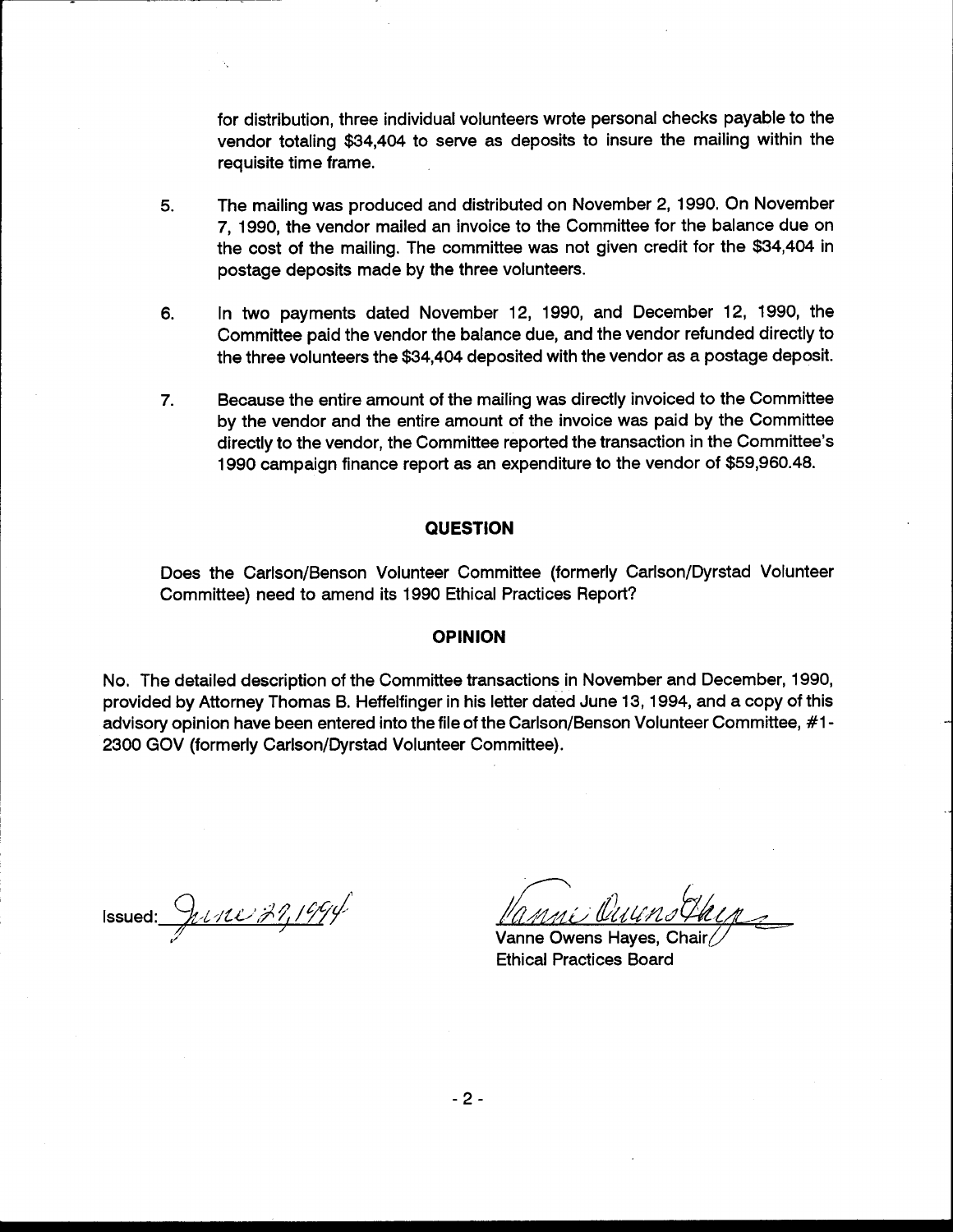for distribution, three individual volunteers wrote personal checks payable to the vendor totaling $34,404 to serve as deposits to insure the mailing within the requisite time frame.

5. The mailing was produced and distributed on November 2, 1990. On November 7, 1990, the vendor mailed an invoice to the Committee for the balance due on the cost of the mailing. The committee was not given credit for the $34,404 in postage deposits made by the three volunteers.

6. In two payments dated November 12, 1990, and December 12, 1990, the Committee paid the vendor the balance due, and the vendor refunded directly to the three volunteers the $34,404 deposited with the vendor as a postage deposit.

7. Because the entire amount of the mailing was directly invoiced to the Committee by the vendor and the entire amount of the invoice was paid by the Committee directly to the vendor, the Committee reported the transaction in the Committee's 1990 campaign finance report as an expenditure to the vendor of $59,960.48.

## QUESTION

Does the Carlson/Benson Volunteer Committee (formerly Carlson/Dyrstad Volunteer Committee) need to amend its 1990 Ethical Practices Report?

## OPINION

No. The detailed description of the Committee transactions in November and December, 1990, provided by Attorney Thomas B. Heffelfinger in his letter dated June 13, 1994, and a copy of this advisory opinion have been entered into the file of the Carlson/Benson Volunteer Committee, #1-2300 GOV (formerly Carlson/Dyrstad Volunteer Committee).

Issued: June 29, 1994

Vanne Owens Hayes, Chair
Ethical Practices Board